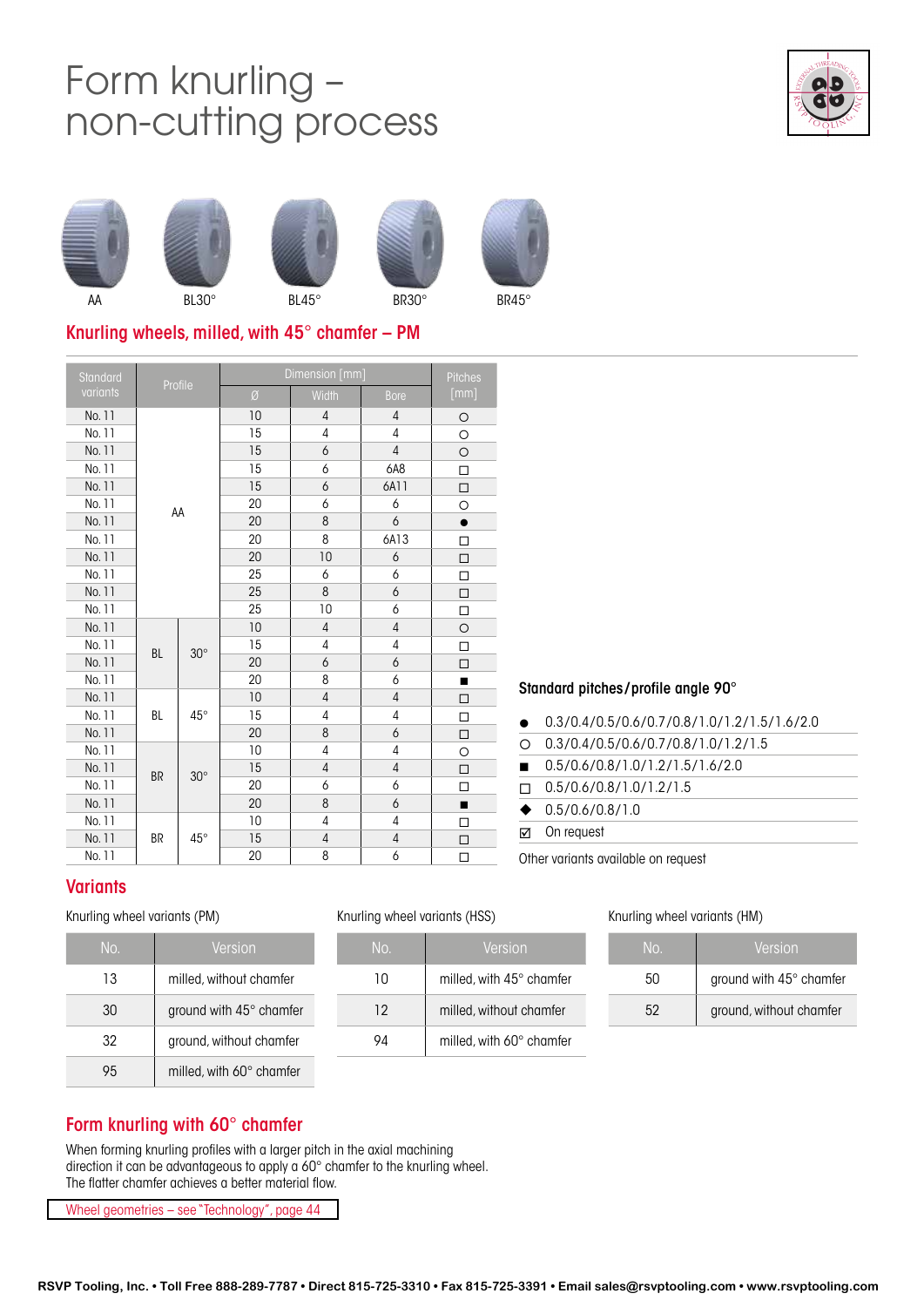# Form knurling – non-cutting process

AA BL30° BL45° BR30° BR45°

## Knurling wheels, milled, with 45° chamfer – PM

| Standard variants | Profile | | Dimension [mm] | | | Pitches [mm] |
|---|---|---|---|---|---|---|
| | | | Ø | Width | Bore | |
| No. 11 | AA | | 10 | 4 | 4 | ○ |
| No. 11 | AA | | 15 | 4 | 4 | ○ |
| No. 11 | AA | | 15 | 6 | 4 | ○ |
| No. 11 | AA | | 15 | 6 | 6A8 | □ |
| No. 11 | AA | | 15 | 6 | 6A11 | □ |
| No. 11 | AA | | 20 | 6 | 6 | ○ |
| No. 11 | AA | | 20 | 8 | 6 | ● |
| No. 11 | AA | | 20 | 8 | 6A13 | □ |
| No. 11 | AA | | 20 | 10 | 6 | □ |
| No. 11 | AA | | 25 | 6 | 6 | □ |
| No. 11 | AA | | 25 | 8 | 6 | □ |
| No. 11 | AA | | 25 | 10 | 6 | □ |
| No. 11 | BL | 30° | 10 | 4 | 4 | ○ |
| No. 11 | BL | 30° | 15 | 4 | 4 | □ |
| No. 11 | BL | 30° | 20 | 6 | 6 | □ |
| No. 11 | BL | 30° | 20 | 8 | 6 | ■ |
| No. 11 | BL | 45° | 10 | 4 | 4 | □ |
| No. 11 | BL | 45° | 15 | 4 | 4 | □ |
| No. 11 | BL | 45° | 20 | 8 | 6 | □ |
| No. 11 | BR | 30° | 10 | 4 | 4 | ○ |
| No. 11 | BR | 30° | 15 | 4 | 4 | □ |
| No. 11 | BR | 30° | 20 | 6 | 6 | □ |
| No. 11 | BR | 30° | 20 | 8 | 6 | ■ |
| No. 11 | BR | 45° | 10 | 4 | 4 | □ |
| No. 11 | BR | 45° | 15 | 4 | 4 | □ |
| No. 11 | BR | 45° | 20 | 8 | 6 | □ |

### Standard pitches/profile angle 90°

- ● 0.3/0.4/0.5/0.6/0.7/0.8/1.0/1.2/1.5/1.6/2.0
- ○ 0.3/0.4/0.5/0.6/0.7/0.8/1.0/1.2/1.5
- ■ 0.5/0.6/0.8/1.0/1.2/1.5/1.6/2.0
- □ 0.5/0.6/0.8/1.0/1.2/1.5
- ◆ 0.5/0.6/0.8/1.0
- ☑ On request

Other variants available on request

## Variants

Knurling wheel variants (PM)

| No. | Version |
|---|---|
| 13 | milled, without chamfer |
| 30 | ground with 45° chamfer |
| 32 | ground, without chamfer |
| 95 | milled, with 60° chamfer |

Knurling wheel variants (HSS)

| No. | Version |
|---|---|
| 10 | milled, with 45° chamfer |
| 12 | milled, without chamfer |
| 94 | milled, with 60° chamfer |

Knurling wheel variants (HM)

| No. | Version |
|---|---|
| 50 | ground with 45° chamfer |
| 52 | ground, without chamfer |

## Form knurling with 60° chamfer

When forming knurling profiles with a larger pitch in the axial machining direction it can be advantageous to apply a 60° chamfer to the knurling wheel. The flatter chamfer achieves a better material flow.

Wheel geometries – see "Technology", page 44

RSVP Tooling, Inc. • Toll Free 888-289-7787 • Direct 815-725-3310 • Fax 815-725-3391 • Email sales@rsvptooling.com • www.rsvptooling.com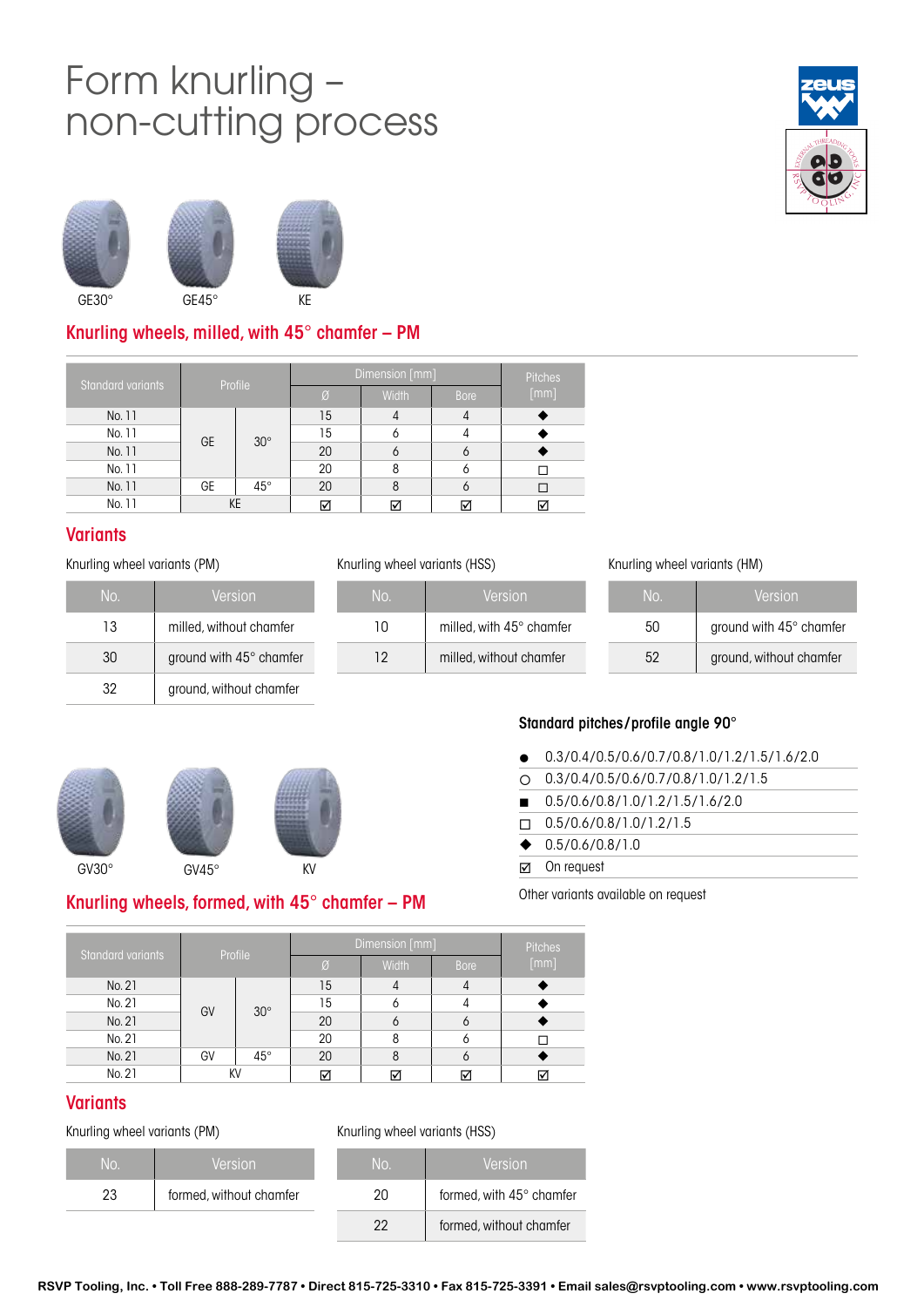# Form knurling – non-cutting process

GE30° GE45° KE

## Knurling wheels, milled, with 45° chamfer – PM

| Standard variants | Profile | | Dimension [mm] | | | Pitches [mm] |
|---|---|---|---|---|---|---|
| | | | Ø | Width | Bore | |
| No. 11 | GE | 30° | 15 | 4 | 4 | ◆ |
| No. 11 | GE | 30° | 15 | 6 | 4 | ◆ |
| No. 11 | GE | 30° | 20 | 6 | 6 | ◆ |
| No. 11 | GE | 30° | 20 | 8 | 6 | ☐ |
| No. 11 | GE | 45° | 20 | 8 | 6 | ☐ |
| No. 11 | KE | | ☑ | ☑ | ☑ | ☑ |

## Variants

Knurling wheel variants (PM)

| No. | Version |
|---|---|
| 13 | milled, without chamfer |
| 30 | ground with 45° chamfer |
| 32 | ground, without chamfer |

Knurling wheel variants (HSS)

| No. | Version |
|---|---|
| 10 | milled, with 45° chamfer |
| 12 | milled, without chamfer |

Knurling wheel variants (HM)

| No. | Version |
|---|---|
| 50 | ground with 45° chamfer |
| 52 | ground, without chamfer |

**Standard pitches/profile angle 90°**

| | |
|---|---|
| ● | 0.3/0.4/0.5/0.6/0.7/0.8/1.0/1.2/1.5/1.6/2.0 |
| ○ | 0.3/0.4/0.5/0.6/0.7/0.8/1.0/1.2/1.5 |
| ■ | 0.5/0.6/0.8/1.0/1.2/1.5/1.6/2.0 |
| ☐ | 0.5/0.6/0.8/1.0/1.2/1.5 |
| ◆ | 0.5/0.6/0.8/1.0 |
| ☑ | On request |

Other variants available on request

GV30° GV45° KV

## Knurling wheels, formed, with 45° chamfer – PM

| Standard variants | Profile | | Dimension [mm] | | | Pitches [mm] |
|---|---|---|---|---|---|---|
| | | | Ø | Width | Bore | |
| No. 21 | GV | 30° | 15 | 4 | 4 | ◆ |
| No. 21 | GV | 30° | 15 | 6 | 4 | ◆ |
| No. 21 | GV | 30° | 20 | 6 | 6 | ◆ |
| No. 21 | GV | 30° | 20 | 8 | 6 | ☐ |
| No. 21 | GV | 45° | 20 | 8 | 6 | ◆ |
| No. 21 | KV | | ☑ | ☑ | ☑ | ☑ |

## Variants

Knurling wheel variants (PM)

| No. | Version |
|---|---|
| 23 | formed, without chamfer |

Knurling wheel variants (HSS)

| No. | Version |
|---|---|
| 20 | formed, with 45° chamfer |
| 22 | formed, without chamfer |

RSVP Tooling, Inc. • Toll Free 888-289-7787 • Direct 815-725-3310 • Fax 815-725-3391 • Email sales@rsvptooling.com • www.rsvptooling.com